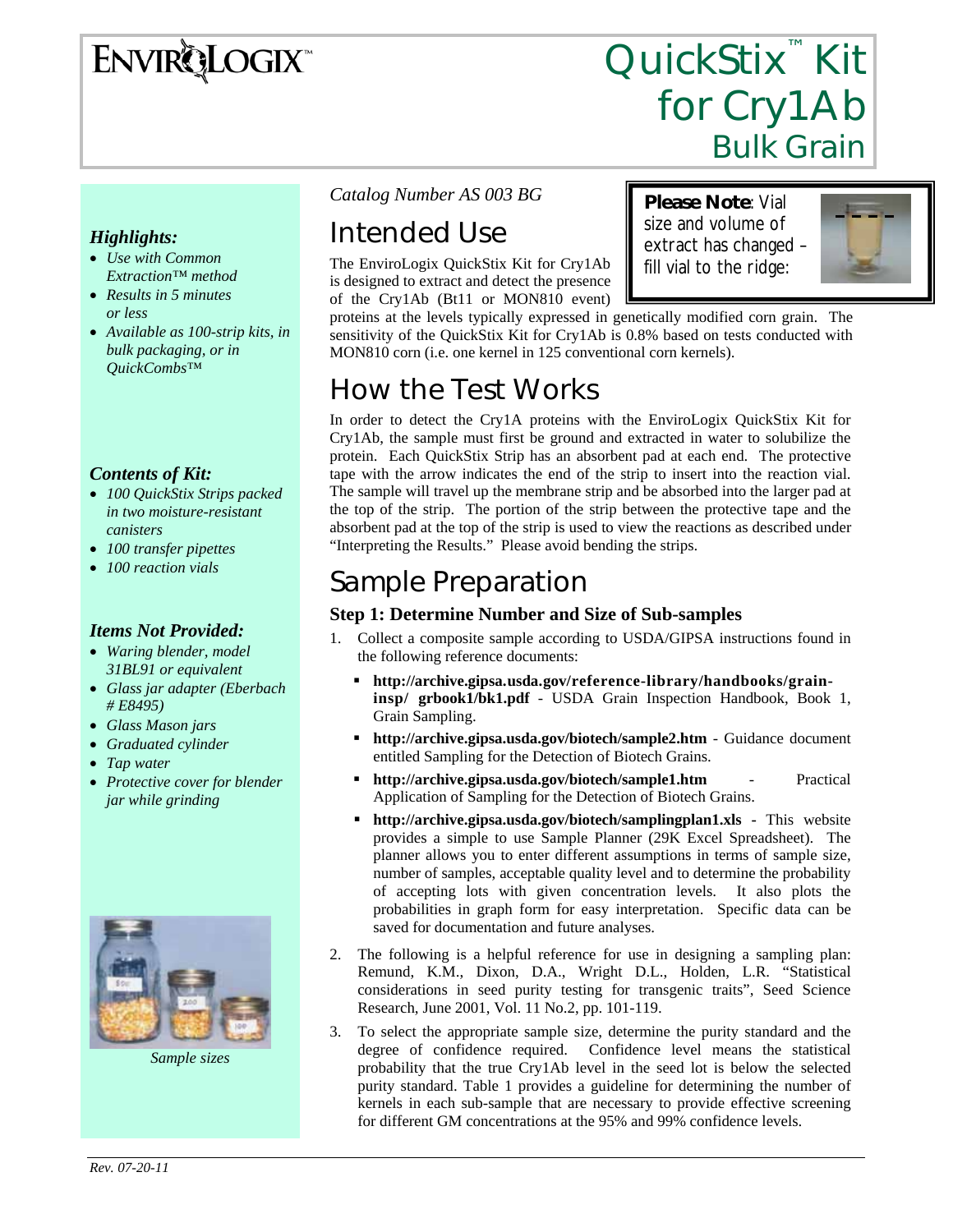# QuickStix™ Kit for Cry1Ab

## Bulk Grain

### *Highlights:*

- *Use with Common Extraction™ method*
- *Results in 5 minutes or less*
- *Available as 100-strip kits, in bulk packaging, or in QuickCombs™*

### *Contents of Kit:*

- *100 QuickStix Strips packed in two moisture-resistant canisters*
- *100 transfer pipettes*
- *100 reaction vials*

### *Items Not Provided:*

- *Waring blender, model 31BL91 or equivalent*
- *Glass jar adapter (Eberbach # E8495)*
- *Glass Mason jars*
- *Graduated cylinder*
- *Tap water*
- *Protective cover for blender jar while grinding*

*Sample sizes*

*Catalog Number AS 003 BG*

**Please Note**: Vial size and volume of extract has changed – fill vial to the ridge:

## Intended Use

The EnviroLogix QuickStix Kit for Cry1Ab is designed to extract and detect the presence of the Cry1Ab (Bt11 or MON810 event) proteins at the levels typically expressed in genetically modified corn grain. The sensitivity of the QuickStix Kit for Cry1Ab is 0.8% based on tests conducted with MON810 corn (i.e. one kernel in 125 conventional corn kernels).

## How the Test Works

In order to detect the Cry1A proteins with the EnviroLogix QuickStix Kit for Cry1Ab, the sample must first be ground and extracted in water to solubilize the protein. Each QuickStix Strip has an absorbent pad at each end. The protective tape with the arrow indicates the end of the strip to insert into the reaction vial. The sample will travel up the membrane strip and be absorbed into the larger pad at the top of the strip. The portion of the strip between the protective tape and the absorbent pad at the top of the strip is used to view the reactions as described under "Interpreting the Results." Please avoid bending the strips.

## Sample Preparation

### Step 1: Determine Number and Size of Sub-samples

1. Collect a composite sample according to USDA/GIPSA instructions found in the following reference documents:
   - **http://archive.gipsa.usda.gov/reference-library/handbooks/grain-insp/ grbook1/bk1.pdf** - USDA Grain Inspection Handbook, Book 1, Grain Sampling.
   - **http://archive.gipsa.usda.gov/biotech/sample2.htm** - Guidance document entitled Sampling for the Detection of Biotech Grains.
   - **http://archive.gipsa.usda.gov/biotech/sample1.htm** - Practical Application of Sampling for the Detection of Biotech Grains.
   - **http://archive.gipsa.usda.gov/biotech/samplingplan1.xls** - This website provides a simple to use Sample Planner (29K Excel Spreadsheet). The planner allows you to enter different assumptions in terms of sample size, number of samples, acceptable quality level and to determine the probability of accepting lots with given concentration levels. It also plots the probabilities in graph form for easy interpretation. Specific data can be saved for documentation and future analyses.
2. The following is a helpful reference for use in designing a sampling plan: Remund, K.M., Dixon, D.A., Wright D.L., Holden, L.R. "Statistical considerations in seed purity testing for transgenic traits", Seed Science Research, June 2001, Vol. 11 No.2, pp. 101-119.
3. To select the appropriate sample size, determine the purity standard and the degree of confidence required. Confidence level means the statistical probability that the true Cry1Ab level in the seed lot is below the selected purity standard. Table 1 provides a guideline for determining the number of kernels in each sub-sample that are necessary to provide effective screening for different GM concentrations at the 95% and 99% confidence levels.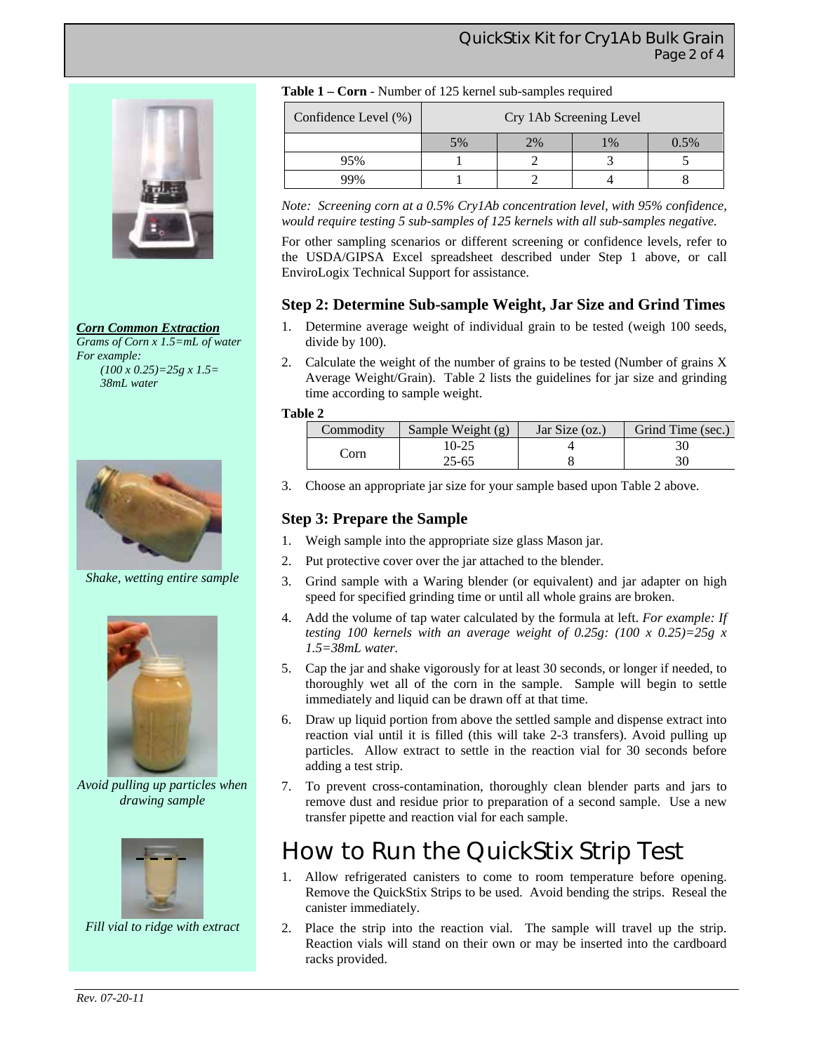**Table 1 – Corn** - Number of 125 kernel sub-samples required

| Confidence Level (%) | Cry 1Ab Screening Level | | | |
|---|---|---|---|---|
| | 5% | 2% | 1% | 0.5% |
| 95% | 1 | 2 | 3 | 5 |
| 99% | 1 | 2 | 4 | 8 |

*Note: Screening corn at a 0.5% Cry1Ab concentration level, with 95% confidence, would require testing 5 sub-samples of 125 kernels with all sub-samples negative.*

For other sampling scenarios or different screening or confidence levels, refer to the USDA/GIPSA Excel spreadsheet described under Step 1 above, or call EnviroLogix Technical Support for assistance.

***Corn Common Extraction***

*Grams of Corn x 1.5=mL of water*

*For example:*

*(100 x 0.25)=25g x 1.5= 38mL water*

*Shake, wetting entire sample*

*Avoid pulling up particles when drawing sample*

*Fill vial to ridge with extract*

## Step 2: Determine Sub-sample Weight, Jar Size and Grind Times

1. Determine average weight of individual grain to be tested (weigh 100 seeds, divide by 100).
2. Calculate the weight of the number of grains to be tested (Number of grains X Average Weight/Grain). Table 2 lists the guidelines for jar size and grinding time according to sample weight.

**Table 2**

| Commodity | Sample Weight (g) | Jar Size (oz.) | Grind Time (sec.) |
|---|---|---|---|
| Corn | 10-25 | 4 | 30 |
| | 25-65 | 8 | 30 |

3. Choose an appropriate jar size for your sample based upon Table 2 above.

## Step 3: Prepare the Sample

1. Weigh sample into the appropriate size glass Mason jar.
2. Put protective cover over the jar attached to the blender.
3. Grind sample with a Waring blender (or equivalent) and jar adapter on high speed for specified grinding time or until all whole grains are broken.
4. Add the volume of tap water calculated by the formula at left. *For example: If testing 100 kernels with an average weight of 0.25g: (100 x 0.25)=25g x 1.5=38mL water.*
5. Cap the jar and shake vigorously for at least 30 seconds, or longer if needed, to thoroughly wet all of the corn in the sample. Sample will begin to settle immediately and liquid can be drawn off at that time.
6. Draw up liquid portion from above the settled sample and dispense extract into reaction vial until it is filled (this will take 2-3 transfers). Avoid pulling up particles. Allow extract to settle in the reaction vial for 30 seconds before adding a test strip.
7. To prevent cross-contamination, thoroughly clean blender parts and jars to remove dust and residue prior to preparation of a second sample. Use a new transfer pipette and reaction vial for each sample.

# How to Run the QuickStix Strip Test

1. Allow refrigerated canisters to come to room temperature before opening. Remove the QuickStix Strips to be used. Avoid bending the strips. Reseal the canister immediately.
2. Place the strip into the reaction vial. The sample will travel up the strip. Reaction vials will stand on their own or may be inserted into the cardboard racks provided.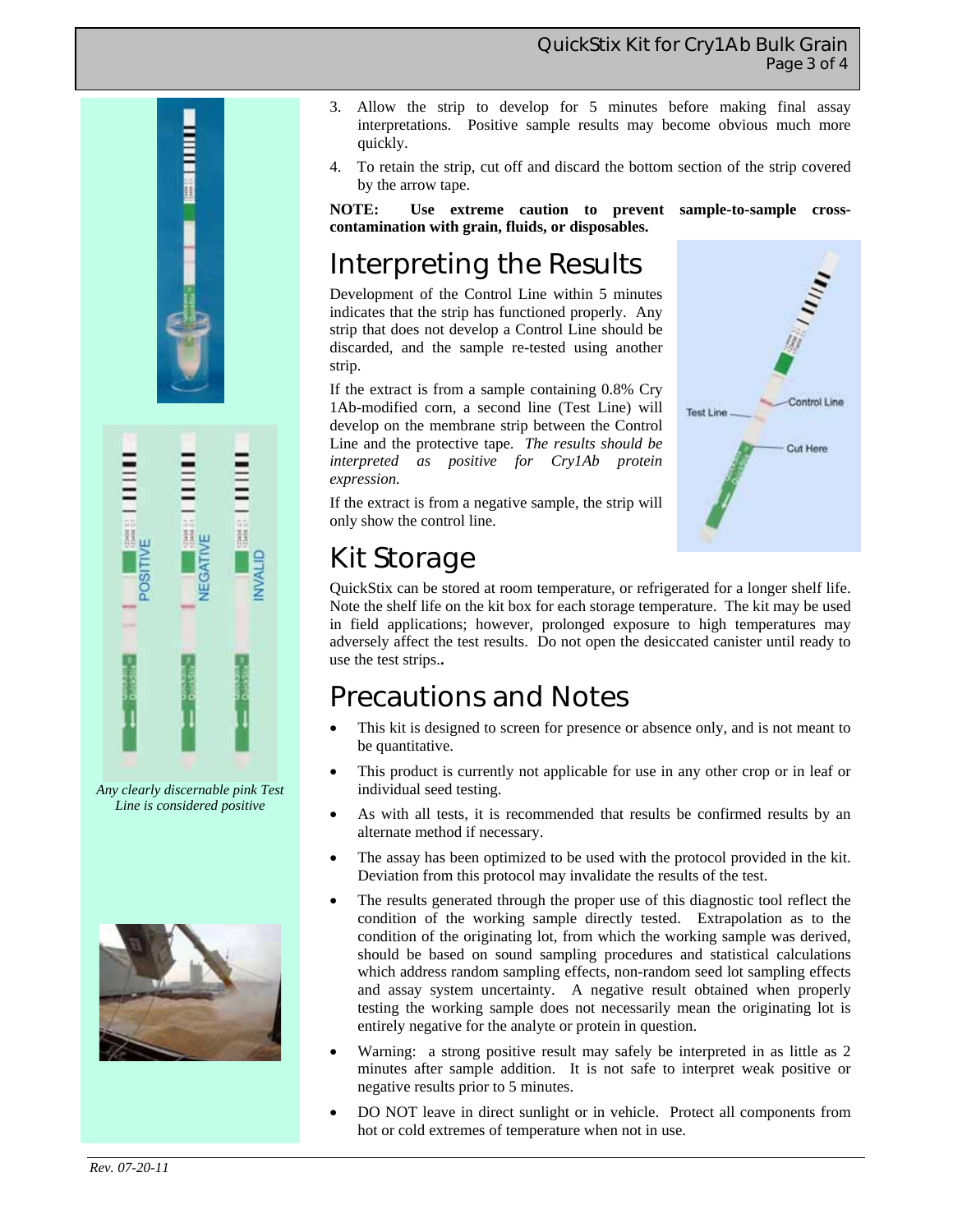3. Allow the strip to develop for 5 minutes before making final assay interpretations. Positive sample results may become obvious much more quickly.
4. To retain the strip, cut off and discard the bottom section of the strip covered by the arrow tape.

**NOTE: Use extreme caution to prevent sample-to-sample cross-contamination with grain, fluids, or disposables.**

*Any clearly discernable pink Test Line is considered positive*

# Interpreting the Results

Development of the Control Line within 5 minutes indicates that the strip has functioned properly. Any strip that does not develop a Control Line should be discarded, and the sample re-tested using another strip.

If the extract is from a sample containing 0.8% Cry 1Ab-modified corn, a second line (Test Line) will develop on the membrane strip between the Control Line and the protective tape. *The results should be interpreted as positive for Cry1Ab protein expression.*

If the extract is from a negative sample, the strip will only show the control line.

# Kit Storage

QuickStix can be stored at room temperature, or refrigerated for a longer shelf life. Note the shelf life on the kit box for each storage temperature. The kit may be used in field applications; however, prolonged exposure to high temperatures may adversely affect the test results. Do not open the desiccated canister until ready to use the test strips**.**

# Precautions and Notes

- This kit is designed to screen for presence or absence only, and is not meant to be quantitative.
- This product is currently not applicable for use in any other crop or in leaf or individual seed testing.
- As with all tests, it is recommended that results be confirmed results by an alternate method if necessary.
- The assay has been optimized to be used with the protocol provided in the kit. Deviation from this protocol may invalidate the results of the test.
- The results generated through the proper use of this diagnostic tool reflect the condition of the working sample directly tested. Extrapolation as to the condition of the originating lot, from which the working sample was derived, should be based on sound sampling procedures and statistical calculations which address random sampling effects, non-random seed lot sampling effects and assay system uncertainty. A negative result obtained when properly testing the working sample does not necessarily mean the originating lot is entirely negative for the analyte or protein in question.
- Warning: a strong positive result may safely be interpreted in as little as 2 minutes after sample addition. It is not safe to interpret weak positive or negative results prior to 5 minutes.
- DO NOT leave in direct sunlight or in vehicle. Protect all components from hot or cold extremes of temperature when not in use.

*Rev. 07-20-11*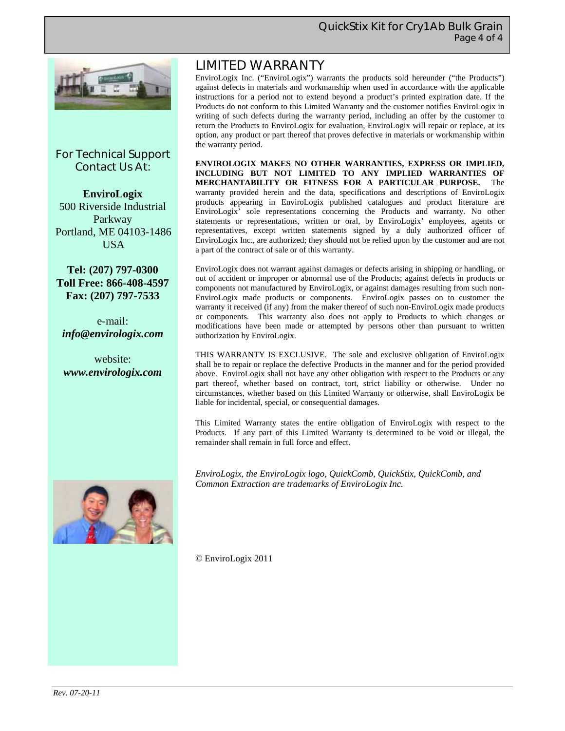For Technical Support Contact Us At:

**EnviroLogix**
500 Riverside Industrial Parkway
Portland, ME 04103-1486
USA

**Tel: (207) 797-0300**
**Toll Free: 866-408-4597**
**Fax: (207) 797-7533**

e-mail:
***info@envirologix.com***

website:
***www.envirologix.com***

# LIMITED WARRANTY

EnviroLogix Inc. ("EnviroLogix") warrants the products sold hereunder ("the Products") against defects in materials and workmanship when used in accordance with the applicable instructions for a period not to extend beyond a product's printed expiration date. If the Products do not conform to this Limited Warranty and the customer notifies EnviroLogix in writing of such defects during the warranty period, including an offer by the customer to return the Products to EnviroLogix for evaluation, EnviroLogix will repair or replace, at its option, any product or part thereof that proves defective in materials or workmanship within the warranty period.

**ENVIROLOGIX MAKES NO OTHER WARRANTIES, EXPRESS OR IMPLIED, INCLUDING BUT NOT LIMITED TO ANY IMPLIED WARRANTIES OF MERCHANTABILITY OR FITNESS FOR A PARTICULAR PURPOSE.** The warranty provided herein and the data, specifications and descriptions of EnviroLogix products appearing in EnviroLogix published catalogues and product literature are EnviroLogix' sole representations concerning the Products and warranty. No other statements or representations, written or oral, by EnviroLogix' employees, agents or representatives, except written statements signed by a duly authorized officer of EnviroLogix Inc., are authorized; they should not be relied upon by the customer and are not a part of the contract of sale or of this warranty.

EnviroLogix does not warrant against damages or defects arising in shipping or handling, or out of accident or improper or abnormal use of the Products; against defects in products or components not manufactured by EnviroLogix, or against damages resulting from such non-EnviroLogix made products or components. EnviroLogix passes on to customer the warranty it received (if any) from the maker thereof of such non-EnviroLogix made products or components. This warranty also does not apply to Products to which changes or modifications have been made or attempted by persons other than pursuant to written authorization by EnviroLogix.

THIS WARRANTY IS EXCLUSIVE. The sole and exclusive obligation of EnviroLogix shall be to repair or replace the defective Products in the manner and for the period provided above. EnviroLogix shall not have any other obligation with respect to the Products or any part thereof, whether based on contract, tort, strict liability or otherwise. Under no circumstances, whether based on this Limited Warranty or otherwise, shall EnviroLogix be liable for incidental, special, or consequential damages.

This Limited Warranty states the entire obligation of EnviroLogix with respect to the Products. If any part of this Limited Warranty is determined to be void or illegal, the remainder shall remain in full force and effect.

*EnviroLogix, the EnviroLogix logo, QuickComb, QuickStix, QuickComb, and Common Extraction are trademarks of EnviroLogix Inc.*

© EnviroLogix 2011

*Rev. 07-20-11*